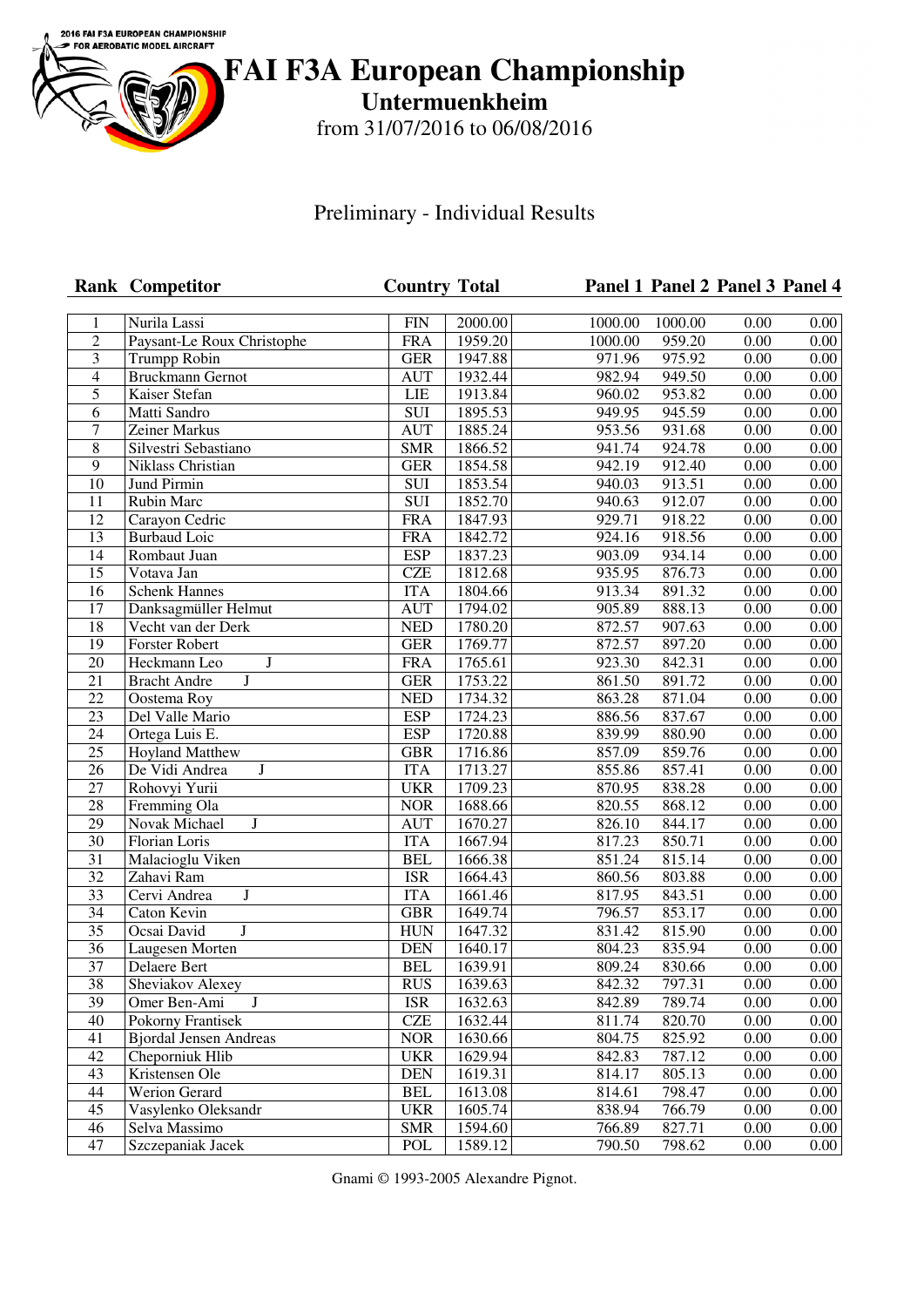# FAI F3A European Championship

## Untermuenkheim

from 31/07/2016 to 06/08/2016

### Preliminary - Individual Results

| Rank | Competitor | Country | Total | Panel 1 | Panel 2 | Panel 3 | Panel 4 |
|---|---|---|---|---|---|---|---|
| 1 | Nurila Lassi | FIN | 2000.00 | 1000.00 | 1000.00 | 0.00 | 0.00 |
| 2 | Paysant-Le Roux Christophe | FRA | 1959.20 | 1000.00 | 959.20 | 0.00 | 0.00 |
| 3 | Trumpp Robin | GER | 1947.88 | 971.96 | 975.92 | 0.00 | 0.00 |
| 4 | Bruckmann Gernot | AUT | 1932.44 | 982.94 | 949.50 | 0.00 | 0.00 |
| 5 | Kaiser Stefan | LIE | 1913.84 | 960.02 | 953.82 | 0.00 | 0.00 |
| 6 | Matti Sandro | SUI | 1895.53 | 949.95 | 945.59 | 0.00 | 0.00 |
| 7 | Zeiner Markus | AUT | 1885.24 | 953.56 | 931.68 | 0.00 | 0.00 |
| 8 | Silvestri Sebastiano | SMR | 1866.52 | 941.74 | 924.78 | 0.00 | 0.00 |
| 9 | Niklass Christian | GER | 1854.58 | 942.19 | 912.40 | 0.00 | 0.00 |
| 10 | Jund Pirmin | SUI | 1853.54 | 940.03 | 913.51 | 0.00 | 0.00 |
| 11 | Rubin Marc | SUI | 1852.70 | 940.63 | 912.07 | 0.00 | 0.00 |
| 12 | Carayon Cedric | FRA | 1847.93 | 929.71 | 918.22 | 0.00 | 0.00 |
| 13 | Burbaud Loic | FRA | 1842.72 | 924.16 | 918.56 | 0.00 | 0.00 |
| 14 | Rombaut Juan | ESP | 1837.23 | 903.09 | 934.14 | 0.00 | 0.00 |
| 15 | Votava Jan | CZE | 1812.68 | 935.95 | 876.73 | 0.00 | 0.00 |
| 16 | Schenk Hannes | ITA | 1804.66 | 913.34 | 891.32 | 0.00 | 0.00 |
| 17 | Danksagmüller Helmut | AUT | 1794.02 | 905.89 | 888.13 | 0.00 | 0.00 |
| 18 | Vecht van der Derk | NED | 1780.20 | 872.57 | 907.63 | 0.00 | 0.00 |
| 19 | Forster Robert | GER | 1769.77 | 872.57 | 897.20 | 0.00 | 0.00 |
| 20 | Heckmann Leo J | FRA | 1765.61 | 923.30 | 842.31 | 0.00 | 0.00 |
| 21 | Bracht Andre J | GER | 1753.22 | 861.50 | 891.72 | 0.00 | 0.00 |
| 22 | Oostema Roy | NED | 1734.32 | 863.28 | 871.04 | 0.00 | 0.00 |
| 23 | Del Valle Mario | ESP | 1724.23 | 886.56 | 837.67 | 0.00 | 0.00 |
| 24 | Ortega Luis E. | ESP | 1720.88 | 839.99 | 880.90 | 0.00 | 0.00 |
| 25 | Hoyland Matthew | GBR | 1716.86 | 857.09 | 859.76 | 0.00 | 0.00 |
| 26 | De Vidi Andrea J | ITA | 1713.27 | 855.86 | 857.41 | 0.00 | 0.00 |
| 27 | Rohovyi Yurii | UKR | 1709.23 | 870.95 | 838.28 | 0.00 | 0.00 |
| 28 | Fremming Ola | NOR | 1688.66 | 820.55 | 868.12 | 0.00 | 0.00 |
| 29 | Novak Michael J | AUT | 1670.27 | 826.10 | 844.17 | 0.00 | 0.00 |
| 30 | Florian Loris | ITA | 1667.94 | 817.23 | 850.71 | 0.00 | 0.00 |
| 31 | Malacioglu Viken | BEL | 1666.38 | 851.24 | 815.14 | 0.00 | 0.00 |
| 32 | Zahavi Ram | ISR | 1664.43 | 860.56 | 803.88 | 0.00 | 0.00 |
| 33 | Cervi Andrea J | ITA | 1661.46 | 817.95 | 843.51 | 0.00 | 0.00 |
| 34 | Caton Kevin | GBR | 1649.74 | 796.57 | 853.17 | 0.00 | 0.00 |
| 35 | Ocsai David J | HUN | 1647.32 | 831.42 | 815.90 | 0.00 | 0.00 |
| 36 | Laugesen Morten | DEN | 1640.17 | 804.23 | 835.94 | 0.00 | 0.00 |
| 37 | Delaere Bert | BEL | 1639.91 | 809.24 | 830.66 | 0.00 | 0.00 |
| 38 | Sheviakov Alexey | RUS | 1639.63 | 842.32 | 797.31 | 0.00 | 0.00 |
| 39 | Omer Ben-Ami J | ISR | 1632.63 | 842.89 | 789.74 | 0.00 | 0.00 |
| 40 | Pokorny Frantisek | CZE | 1632.44 | 811.74 | 820.70 | 0.00 | 0.00 |
| 41 | Bjordal Jensen Andreas | NOR | 1630.66 | 804.75 | 825.92 | 0.00 | 0.00 |
| 42 | Cheporniuk Hlib | UKR | 1629.94 | 842.83 | 787.12 | 0.00 | 0.00 |
| 43 | Kristensen Ole | DEN | 1619.31 | 814.17 | 805.13 | 0.00 | 0.00 |
| 44 | Werion Gerard | BEL | 1613.08 | 814.61 | 798.47 | 0.00 | 0.00 |
| 45 | Vasylenko Oleksandr | UKR | 1605.74 | 838.94 | 766.79 | 0.00 | 0.00 |
| 46 | Selva Massimo | SMR | 1594.60 | 766.89 | 827.71 | 0.00 | 0.00 |
| 47 | Szczepaniak Jacek | POL | 1589.12 | 790.50 | 798.62 | 0.00 | 0.00 |

Gnami © 1993-2005 Alexandre Pignot.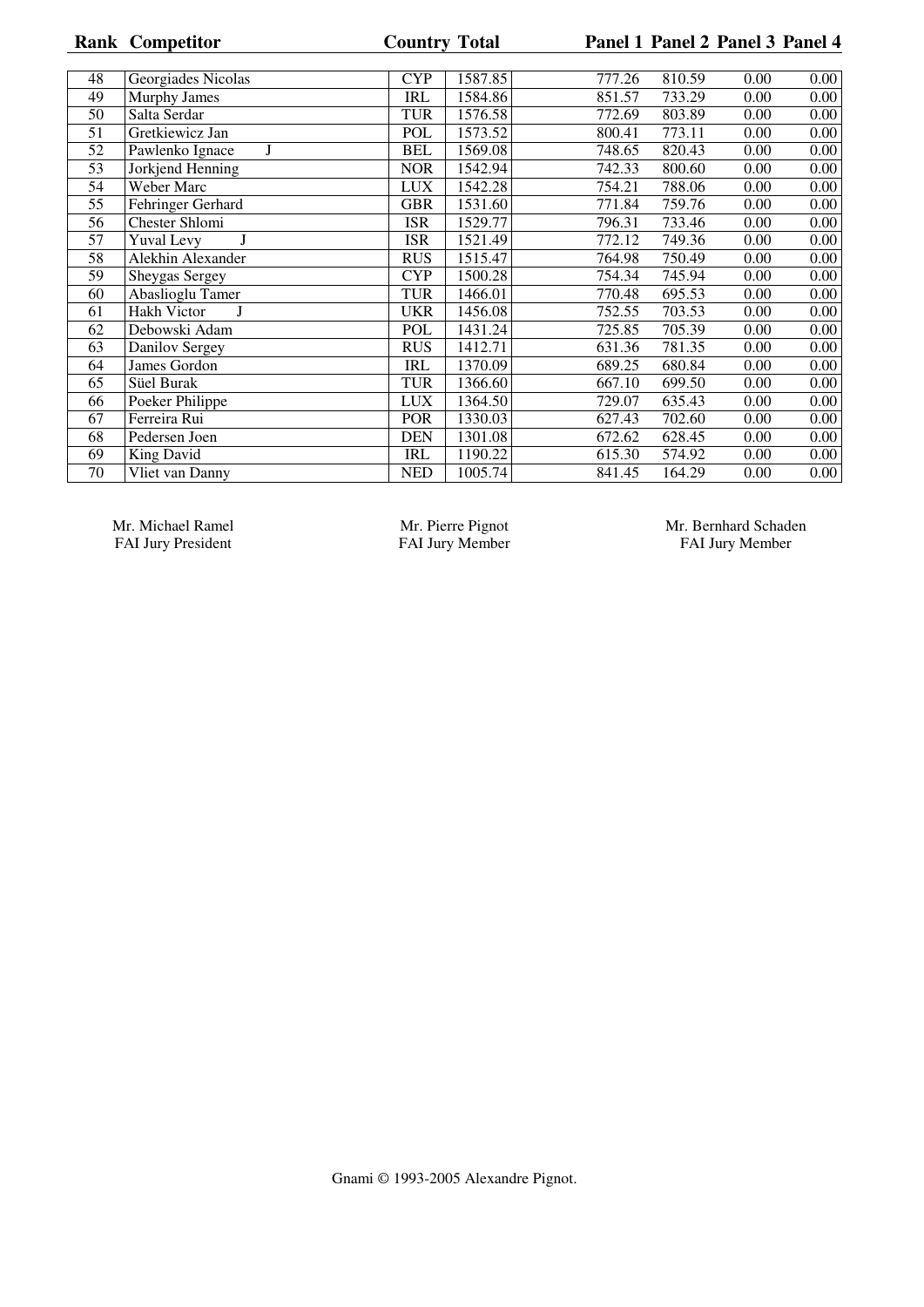| Rank | Competitor | Country | Total | Panel 1 | Panel 2 | Panel 3 | Panel 4 |
|---|---|---|---|---|---|---|---|
| 48 | Georgiades Nicolas | CYP | 1587.85 | 777.26 | 810.59 | 0.00 | 0.00 |
| 49 | Murphy James | IRL | 1584.86 | 851.57 | 733.29 | 0.00 | 0.00 |
| 50 | Salta Serdar | TUR | 1576.58 | 772.69 | 803.89 | 0.00 | 0.00 |
| 51 | Gretkiewicz Jan | POL | 1573.52 | 800.41 | 773.11 | 0.00 | 0.00 |
| 52 | Pawlenko Ignace J | BEL | 1569.08 | 748.65 | 820.43 | 0.00 | 0.00 |
| 53 | Jorkjend Henning | NOR | 1542.94 | 742.33 | 800.60 | 0.00 | 0.00 |
| 54 | Weber Marc | LUX | 1542.28 | 754.21 | 788.06 | 0.00 | 0.00 |
| 55 | Fehringer Gerhard | GBR | 1531.60 | 771.84 | 759.76 | 0.00 | 0.00 |
| 56 | Chester Shlomi | ISR | 1529.77 | 796.31 | 733.46 | 0.00 | 0.00 |
| 57 | Yuval Levy J | ISR | 1521.49 | 772.12 | 749.36 | 0.00 | 0.00 |
| 58 | Alekhin Alexander | RUS | 1515.47 | 764.98 | 750.49 | 0.00 | 0.00 |
| 59 | Sheygas Sergey | CYP | 1500.28 | 754.34 | 745.94 | 0.00 | 0.00 |
| 60 | Abaslioglu Tamer | TUR | 1466.01 | 770.48 | 695.53 | 0.00 | 0.00 |
| 61 | Hakh Victor J | UKR | 1456.08 | 752.55 | 703.53 | 0.00 | 0.00 |
| 62 | Debowski Adam | POL | 1431.24 | 725.85 | 705.39 | 0.00 | 0.00 |
| 63 | Danilov Sergey | RUS | 1412.71 | 631.36 | 781.35 | 0.00 | 0.00 |
| 64 | James Gordon | IRL | 1370.09 | 689.25 | 680.84 | 0.00 | 0.00 |
| 65 | Süel Burak | TUR | 1366.60 | 667.10 | 699.50 | 0.00 | 0.00 |
| 66 | Poeker Philippe | LUX | 1364.50 | 729.07 | 635.43 | 0.00 | 0.00 |
| 67 | Ferreira Rui | POR | 1330.03 | 627.43 | 702.60 | 0.00 | 0.00 |
| 68 | Pedersen Joen | DEN | 1301.08 | 672.62 | 628.45 | 0.00 | 0.00 |
| 69 | King David | IRL | 1190.22 | 615.30 | 574.92 | 0.00 | 0.00 |
| 70 | Vliet van Danny | NED | 1005.74 | 841.45 | 164.29 | 0.00 | 0.00 |

Mr. Michael Ramel
FAI Jury President

Mr. Pierre Pignot
FAI Jury Member

Mr. Bernhard Schaden
FAI Jury Member

Gnami © 1993-2005 Alexandre Pignot.